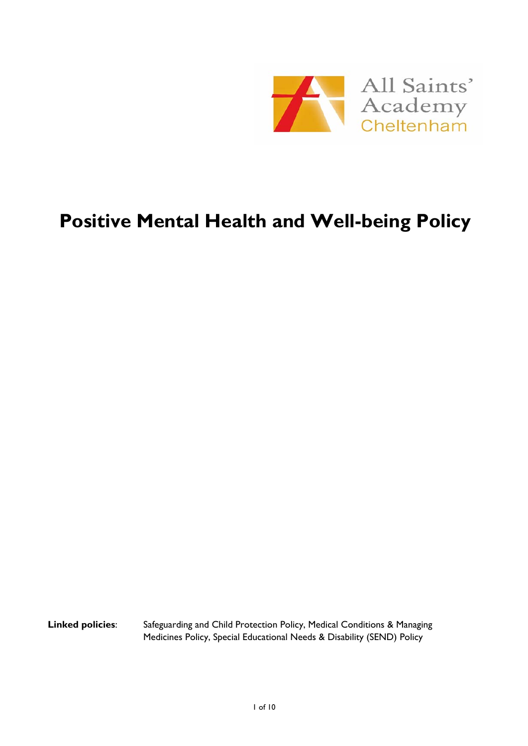All Saints' Academy Cheltenham

# Positive Mental Health and Well-being Policy

**Linked policies**: Safeguarding and Child Protection Policy, Medical Conditions & Managing Medicines Policy, Special Educational Needs & Disability (SEND) Policy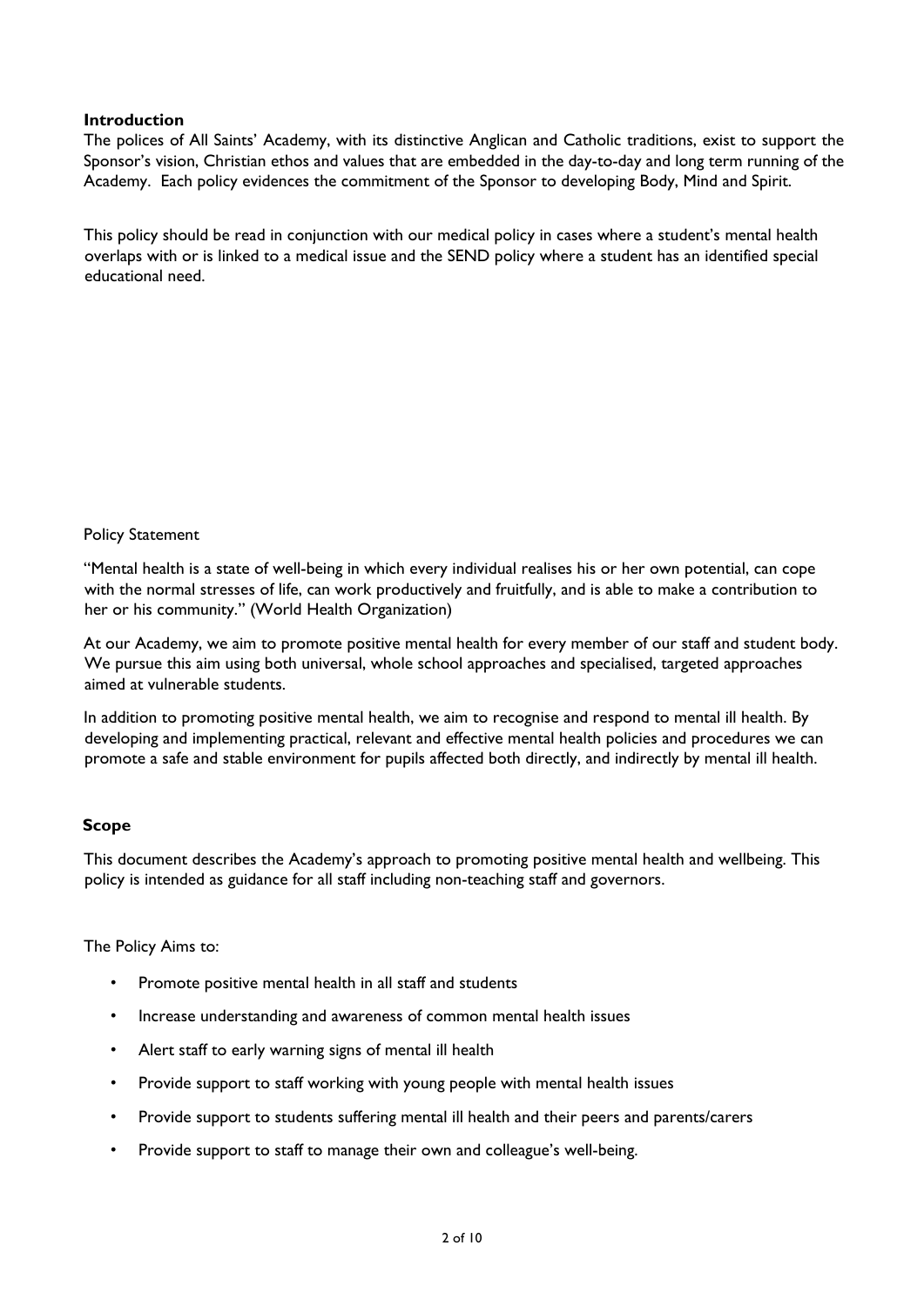## Introduction

The polices of All Saints' Academy, with its distinctive Anglican and Catholic traditions, exist to support the Sponsor's vision, Christian ethos and values that are embedded in the day-to-day and long term running of the Academy. Each policy evidences the commitment of the Sponsor to developing Body, Mind and Spirit.

This policy should be read in conjunction with our medical policy in cases where a student's mental health overlaps with or is linked to a medical issue and the SEND policy where a student has an identified special educational need.

Policy Statement

"Mental health is a state of well-being in which every individual realises his or her own potential, can cope with the normal stresses of life, can work productively and fruitfully, and is able to make a contribution to her or his community." (World Health Organization)

At our Academy, we aim to promote positive mental health for every member of our staff and student body. We pursue this aim using both universal, whole school approaches and specialised, targeted approaches aimed at vulnerable students.

In addition to promoting positive mental health, we aim to recognise and respond to mental ill health. By developing and implementing practical, relevant and effective mental health policies and procedures we can promote a safe and stable environment for pupils affected both directly, and indirectly by mental ill health.

## Scope

This document describes the Academy's approach to promoting positive mental health and wellbeing. This policy is intended as guidance for all staff including non-teaching staff and governors.

The Policy Aims to:

- Promote positive mental health in all staff and students
- Increase understanding and awareness of common mental health issues
- Alert staff to early warning signs of mental ill health
- Provide support to staff working with young people with mental health issues
- Provide support to students suffering mental ill health and their peers and parents/carers
- Provide support to staff to manage their own and colleague's well-being.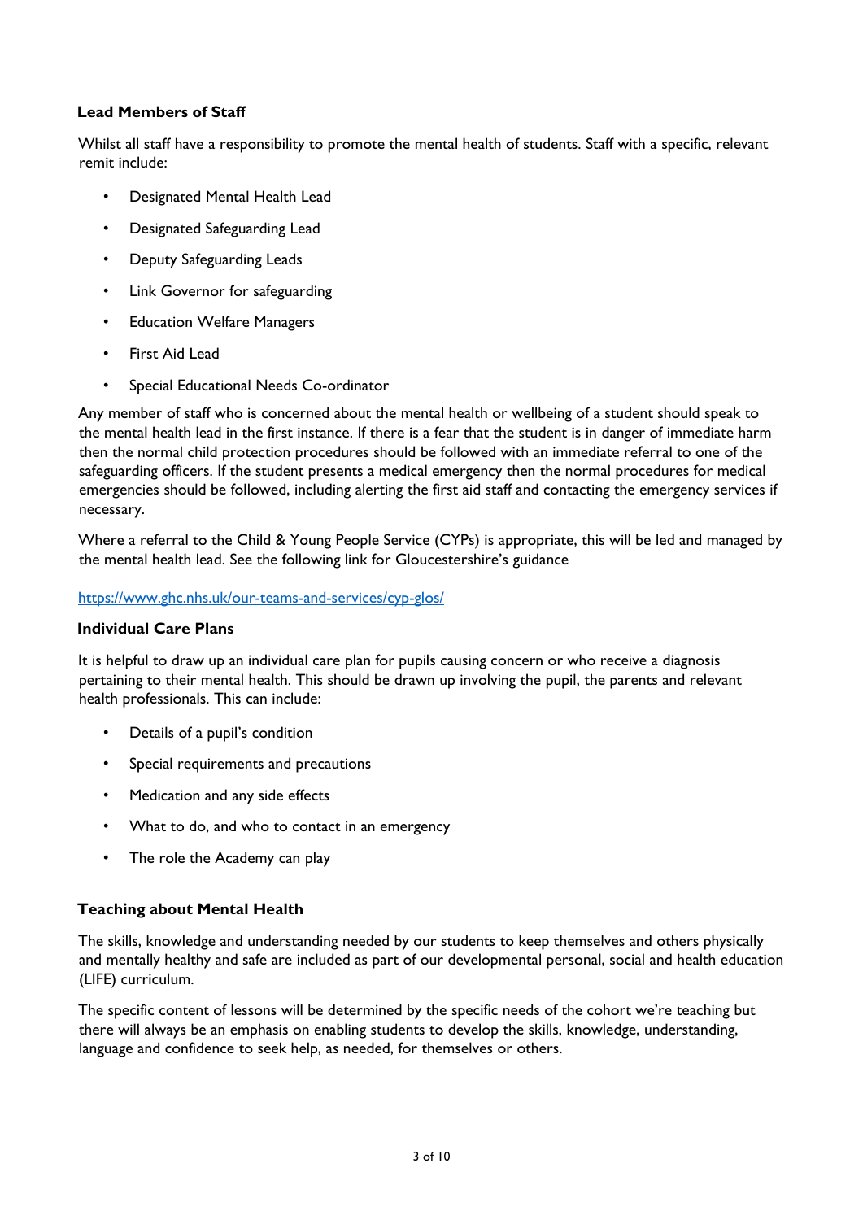**Lead Members of Staff**

Whilst all staff have a responsibility to promote the mental health of students. Staff with a specific, relevant remit include:

- Designated Mental Health Lead
- Designated Safeguarding Lead
- Deputy Safeguarding Leads
- Link Governor for safeguarding
- Education Welfare Managers
- First Aid Lead
- Special Educational Needs Co-ordinator

Any member of staff who is concerned about the mental health or wellbeing of a student should speak to the mental health lead in the first instance. If there is a fear that the student is in danger of immediate harm then the normal child protection procedures should be followed with an immediate referral to one of the safeguarding officers. If the student presents a medical emergency then the normal procedures for medical emergencies should be followed, including alerting the first aid staff and contacting the emergency services if necessary.

Where a referral to the Child & Young People Service (CYPs) is appropriate, this will be led and managed by the mental health lead. See the following link for Gloucestershire's guidance

https://www.ghc.nhs.uk/our-teams-and-services/cyp-glos/

**Individual Care Plans**

It is helpful to draw up an individual care plan for pupils causing concern or who receive a diagnosis pertaining to their mental health. This should be drawn up involving the pupil, the parents and relevant health professionals. This can include:

- Details of a pupil's condition
- Special requirements and precautions
- Medication and any side effects
- What to do, and who to contact in an emergency
- The role the Academy can play

**Teaching about Mental Health**

The skills, knowledge and understanding needed by our students to keep themselves and others physically and mentally healthy and safe are included as part of our developmental personal, social and health education (LIFE) curriculum.

The specific content of lessons will be determined by the specific needs of the cohort we're teaching but there will always be an emphasis on enabling students to develop the skills, knowledge, understanding, language and confidence to seek help, as needed, for themselves or others.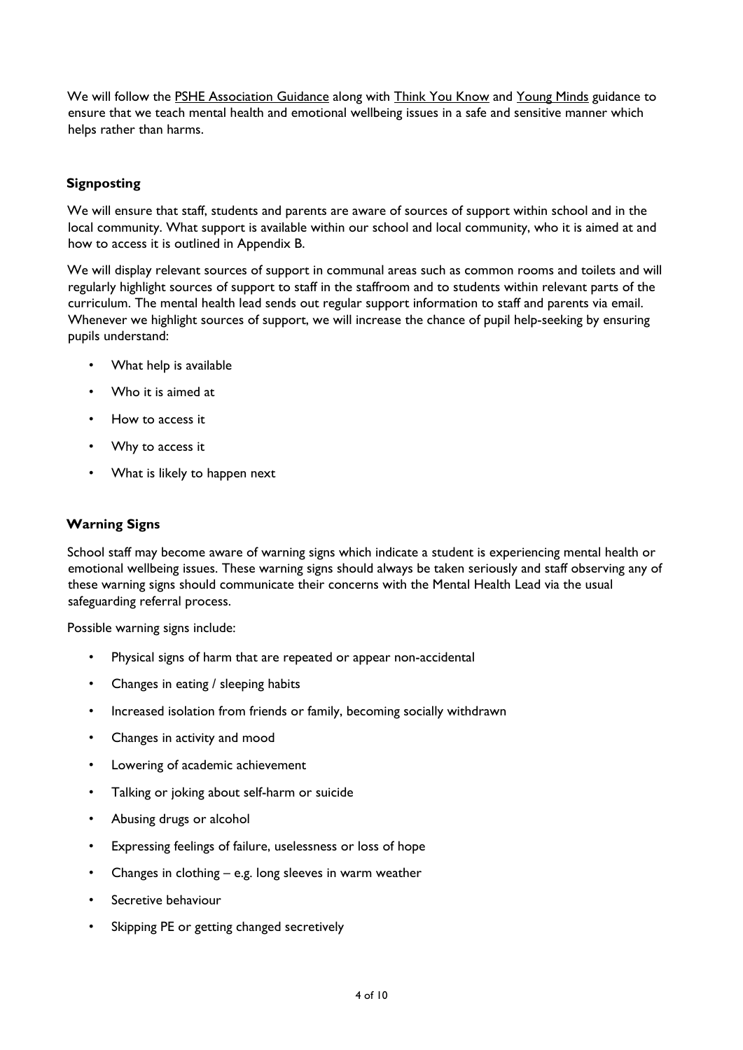We will follow the PSHE Association Guidance along with Think You Know and Young Minds guidance to ensure that we teach mental health and emotional wellbeing issues in a safe and sensitive manner which helps rather than harms.

## Signposting

We will ensure that staff, students and parents are aware of sources of support within school and in the local community. What support is available within our school and local community, who it is aimed at and how to access it is outlined in Appendix B.

We will display relevant sources of support in communal areas such as common rooms and toilets and will regularly highlight sources of support to staff in the staffroom and to students within relevant parts of the curriculum. The mental health lead sends out regular support information to staff and parents via email. Whenever we highlight sources of support, we will increase the chance of pupil help-seeking by ensuring pupils understand:

- What help is available
- Who it is aimed at
- How to access it
- Why to access it
- What is likely to happen next

## Warning Signs

School staff may become aware of warning signs which indicate a student is experiencing mental health or emotional wellbeing issues. These warning signs should always be taken seriously and staff observing any of these warning signs should communicate their concerns with the Mental Health Lead via the usual safeguarding referral process.

Possible warning signs include:

- Physical signs of harm that are repeated or appear non-accidental
- Changes in eating / sleeping habits
- Increased isolation from friends or family, becoming socially withdrawn
- Changes in activity and mood
- Lowering of academic achievement
- Talking or joking about self-harm or suicide
- Abusing drugs or alcohol
- Expressing feelings of failure, uselessness or loss of hope
- Changes in clothing – e.g. long sleeves in warm weather
- Secretive behaviour
- Skipping PE or getting changed secretively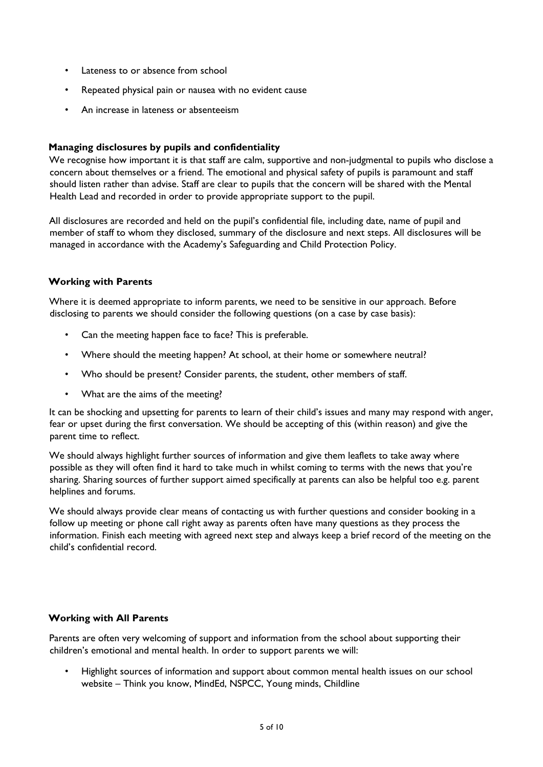- Lateness to or absence from school
- Repeated physical pain or nausea with no evident cause
- An increase in lateness or absenteeism

**Managing disclosures by pupils and confidentiality**

We recognise how important it is that staff are calm, supportive and non-judgmental to pupils who disclose a concern about themselves or a friend. The emotional and physical safety of pupils is paramount and staff should listen rather than advise. Staff are clear to pupils that the concern will be shared with the Mental Health Lead and recorded in order to provide appropriate support to the pupil.

All disclosures are recorded and held on the pupil's confidential file, including date, name of pupil and member of staff to whom they disclosed, summary of the disclosure and next steps. All disclosures will be managed in accordance with the Academy's Safeguarding and Child Protection Policy.

**Working with Parents**

Where it is deemed appropriate to inform parents, we need to be sensitive in our approach. Before disclosing to parents we should consider the following questions (on a case by case basis):

- Can the meeting happen face to face? This is preferable.
- Where should the meeting happen? At school, at their home or somewhere neutral?
- Who should be present? Consider parents, the student, other members of staff.
- What are the aims of the meeting?

It can be shocking and upsetting for parents to learn of their child's issues and many may respond with anger, fear or upset during the first conversation. We should be accepting of this (within reason) and give the parent time to reflect.

We should always highlight further sources of information and give them leaflets to take away where possible as they will often find it hard to take much in whilst coming to terms with the news that you're sharing. Sharing sources of further support aimed specifically at parents can also be helpful too e.g. parent helplines and forums.

We should always provide clear means of contacting us with further questions and consider booking in a follow up meeting or phone call right away as parents often have many questions as they process the information. Finish each meeting with agreed next step and always keep a brief record of the meeting on the child's confidential record.

**Working with All Parents**

Parents are often very welcoming of support and information from the school about supporting their children's emotional and mental health. In order to support parents we will:

- Highlight sources of information and support about common mental health issues on our school website – Think you know, MindEd, NSPCC, Young minds, Childline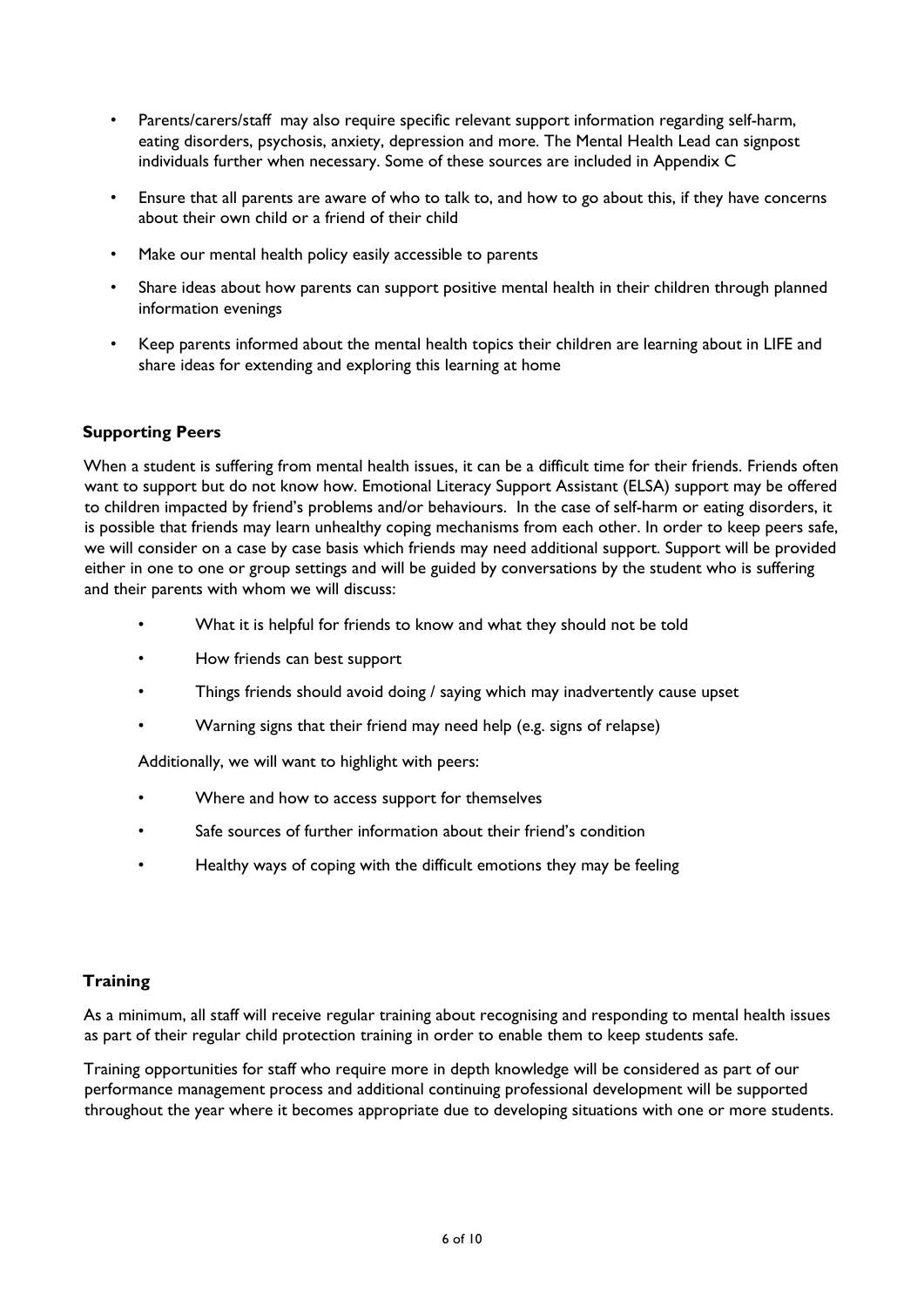- Parents/carers/staff may also require specific relevant support information regarding self-harm, eating disorders, psychosis, anxiety, depression and more. The Mental Health Lead can signpost individuals further when necessary. Some of these sources are included in Appendix C
- Ensure that all parents are aware of who to talk to, and how to go about this, if they have concerns about their own child or a friend of their child
- Make our mental health policy easily accessible to parents
- Share ideas about how parents can support positive mental health in their children through planned information evenings
- Keep parents informed about the mental health topics their children are learning about in LIFE and share ideas for extending and exploring this learning at home

## Supporting Peers

When a student is suffering from mental health issues, it can be a difficult time for their friends. Friends often want to support but do not know how. Emotional Literacy Support Assistant (ELSA) support may be offered to children impacted by friend's problems and/or behaviours. In the case of self-harm or eating disorders, it is possible that friends may learn unhealthy coping mechanisms from each other. In order to keep peers safe, we will consider on a case by case basis which friends may need additional support. Support will be provided either in one to one or group settings and will be guided by conversations by the student who is suffering and their parents with whom we will discuss:

- What it is helpful for friends to know and what they should not be told
- How friends can best support
- Things friends should avoid doing / saying which may inadvertently cause upset
- Warning signs that their friend may need help (e.g. signs of relapse)

Additionally, we will want to highlight with peers:

- Where and how to access support for themselves
- Safe sources of further information about their friend's condition
- Healthy ways of coping with the difficult emotions they may be feeling

## Training

As a minimum, all staff will receive regular training about recognising and responding to mental health issues as part of their regular child protection training in order to enable them to keep students safe.

Training opportunities for staff who require more in depth knowledge will be considered as part of our performance management process and additional continuing professional development will be supported throughout the year where it becomes appropriate due to developing situations with one or more students.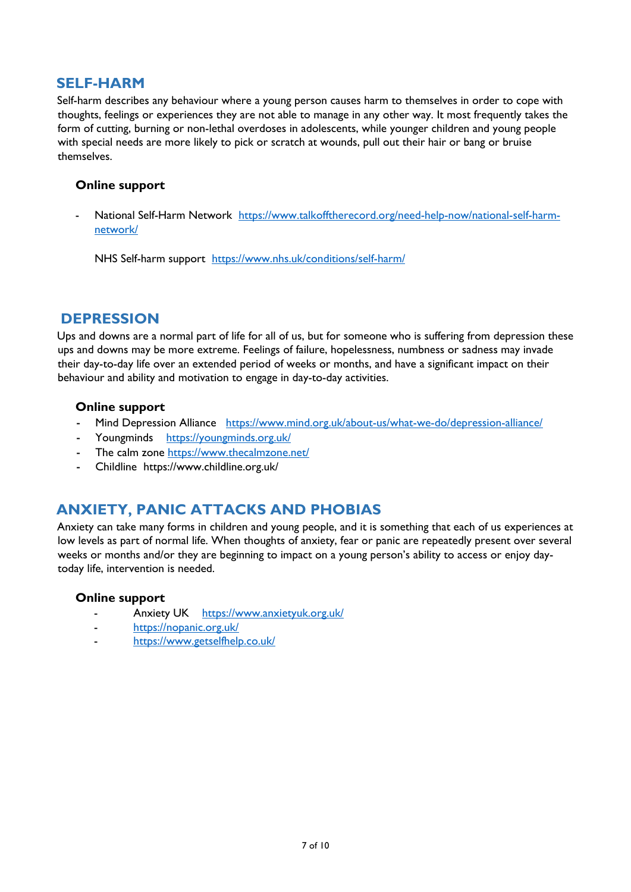## SELF-HARM

Self-harm describes any behaviour where a young person causes harm to themselves in order to cope with thoughts, feelings or experiences they are not able to manage in any other way. It most frequently takes the form of cutting, burning or non-lethal overdoses in adolescents, while younger children and young people with special needs are more likely to pick or scratch at wounds, pull out their hair or bang or bruise themselves.

### Online support

- National Self-Harm Network https://www.talkofftherecord.org/need-help-now/national-self-harm-network/

  NHS Self-harm support https://www.nhs.uk/conditions/self-harm/

## DEPRESSION

Ups and downs are a normal part of life for all of us, but for someone who is suffering from depression these ups and downs may be more extreme. Feelings of failure, hopelessness, numbness or sadness may invade their day-to-day life over an extended period of weeks or months, and have a significant impact on their behaviour and ability and motivation to engage in day-to-day activities.

### Online support

- Mind Depression Alliance https://www.mind.org.uk/about-us/what-we-do/depression-alliance/
- Youngminds https://youngminds.org.uk/
- The calm zone https://www.thecalmzone.net/
- Childline https://www.childline.org.uk/

## ANXIETY, PANIC ATTACKS AND PHOBIAS

Anxiety can take many forms in children and young people, and it is something that each of us experiences at low levels as part of normal life. When thoughts of anxiety, fear or panic are repeatedly present over several weeks or months and/or they are beginning to impact on a young person's ability to access or enjoy day-today life, intervention is needed.

### Online support

- Anxiety UK https://www.anxietyuk.org.uk/
- https://nopanic.org.uk/
- https://www.getselfhelp.co.uk/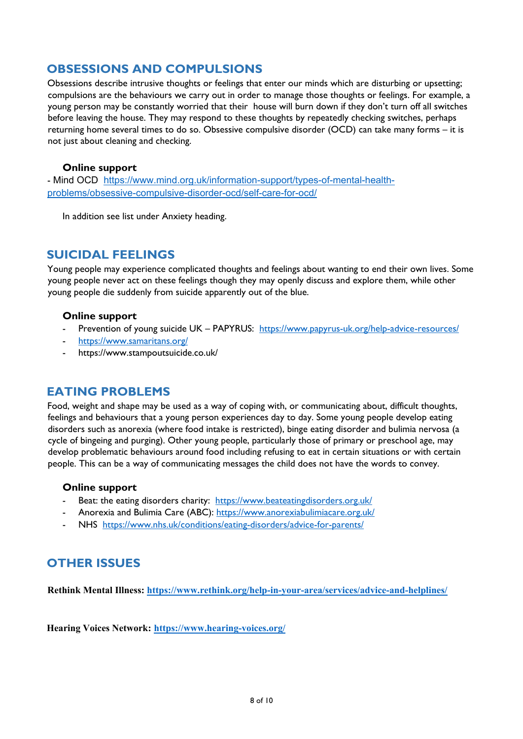## OBSESSIONS AND COMPULSIONS

Obsessions describe intrusive thoughts or feelings that enter our minds which are disturbing or upsetting; compulsions are the behaviours we carry out in order to manage those thoughts or feelings. For example, a young person may be constantly worried that their house will burn down if they don't turn off all switches before leaving the house. They may respond to these thoughts by repeatedly checking switches, perhaps returning home several times to do so. Obsessive compulsive disorder (OCD) can take many forms – it is not just about cleaning and checking.

### Online support

- Mind OCD https://www.mind.org.uk/information-support/types-of-mental-health-problems/obsessive-compulsive-disorder-ocd/self-care-for-ocd/

In addition see list under Anxiety heading.

## SUICIDAL FEELINGS

Young people may experience complicated thoughts and feelings about wanting to end their own lives. Some young people never act on these feelings though they may openly discuss and explore them, while other young people die suddenly from suicide apparently out of the blue.

### Online support

- Prevention of young suicide UK – PAPYRUS: https://www.papyrus-uk.org/help-advice-resources/
- https://www.samaritans.org/
- https://www.stampoutsuicide.co.uk/

## EATING PROBLEMS

Food, weight and shape may be used as a way of coping with, or communicating about, difficult thoughts, feelings and behaviours that a young person experiences day to day. Some young people develop eating disorders such as anorexia (where food intake is restricted), binge eating disorder and bulimia nervosa (a cycle of bingeing and purging). Other young people, particularly those of primary or preschool age, may develop problematic behaviours around food including refusing to eat in certain situations or with certain people. This can be a way of communicating messages the child does not have the words to convey.

### Online support

- Beat: the eating disorders charity: https://www.beateatingdisorders.org.uk/
- Anorexia and Bulimia Care (ABC): https://www.anorexiabulimiacare.org.uk/
- NHS https://www.nhs.uk/conditions/eating-disorders/advice-for-parents/

## OTHER ISSUES

**Rethink Mental Illness: https://www.rethink.org/help-in-your-area/services/advice-and-helplines/**

**Hearing Voices Network: https://www.hearing-voices.org/**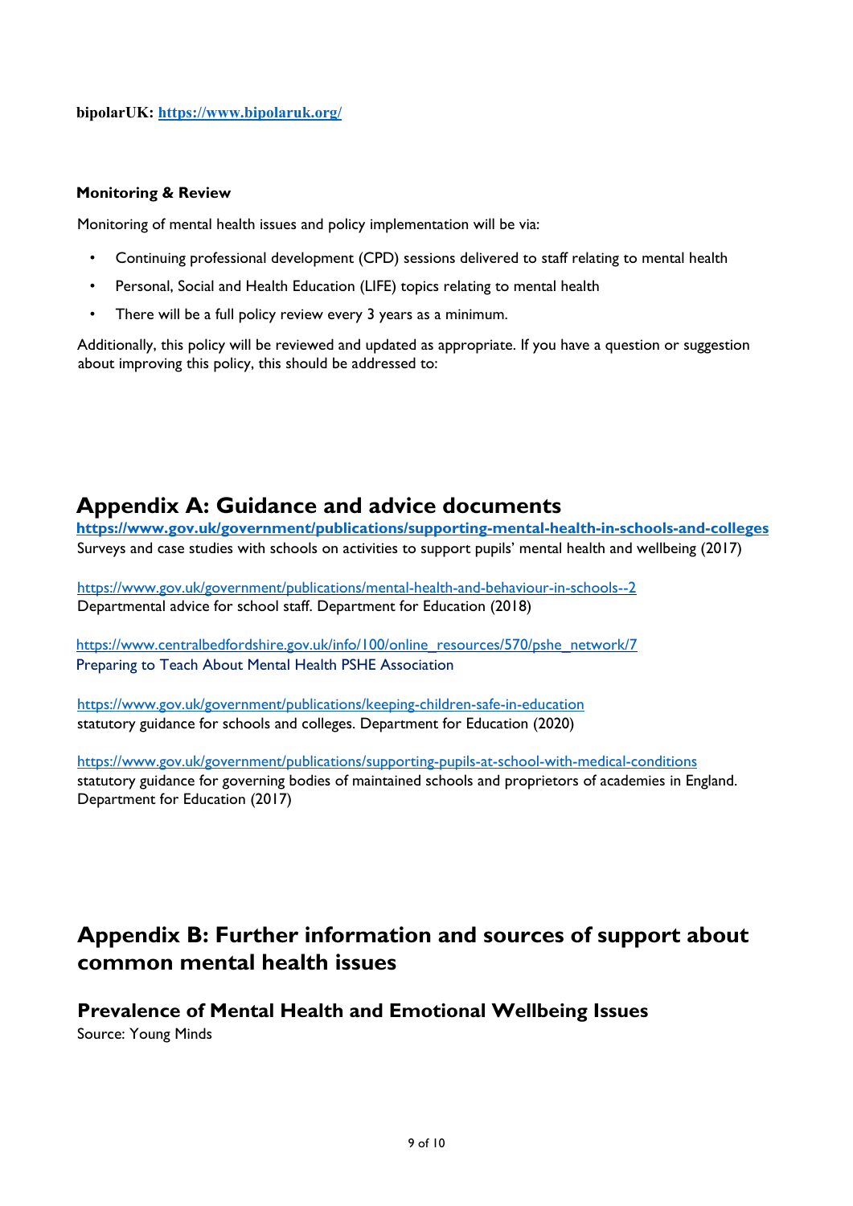**bipolarUK:** **https://www.bipolaruk.org/**

**Monitoring & Review**

Monitoring of mental health issues and policy implementation will be via:

- Continuing professional development (CPD) sessions delivered to staff relating to mental health
- Personal, Social and Health Education (LIFE) topics relating to mental health
- There will be a full policy review every 3 years as a minimum.

Additionally, this policy will be reviewed and updated as appropriate. If you have a question or suggestion about improving this policy, this should be addressed to:

## Appendix A: Guidance and advice documents

**https://www.gov.uk/government/publications/supporting-mental-health-in-schools-and-colleges**
Surveys and case studies with schools on activities to support pupils' mental health and wellbeing (2017)

https://www.gov.uk/government/publications/mental-health-and-behaviour-in-schools--2
Departmental advice for school staff. Department for Education (2018)

https://www.centralbedfordshire.gov.uk/info/100/online_resources/570/pshe_network/7
Preparing to Teach About Mental Health PSHE Association

https://www.gov.uk/government/publications/keeping-children-safe-in-education
statutory guidance for schools and colleges. Department for Education (2020)

https://www.gov.uk/government/publications/supporting-pupils-at-school-with-medical-conditions
statutory guidance for governing bodies of maintained schools and proprietors of academies in England. Department for Education (2017)

## Appendix B: Further information and sources of support about common mental health issues

### Prevalence of Mental Health and Emotional Wellbeing Issues

Source: Young Minds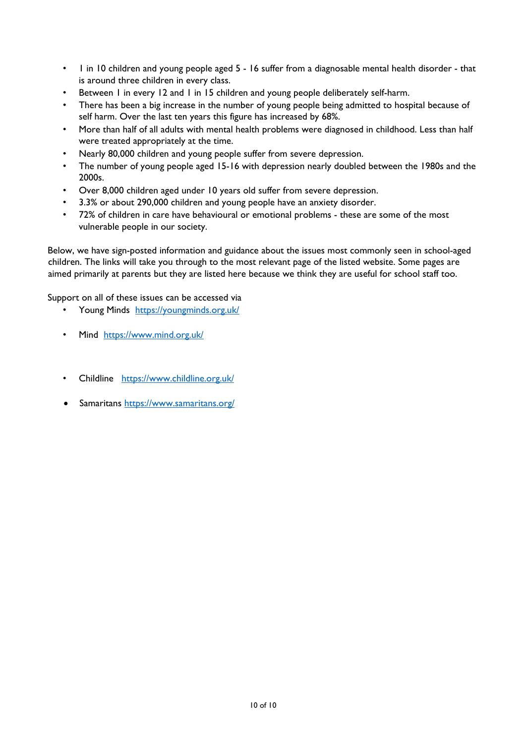- 1 in 10 children and young people aged 5 - 16 suffer from a diagnosable mental health disorder - that is around three children in every class.
- Between 1 in every 12 and 1 in 15 children and young people deliberately self-harm.
- There has been a big increase in the number of young people being admitted to hospital because of self harm. Over the last ten years this figure has increased by 68%.
- More than half of all adults with mental health problems were diagnosed in childhood. Less than half were treated appropriately at the time.
- Nearly 80,000 children and young people suffer from severe depression.
- The number of young people aged 15-16 with depression nearly doubled between the 1980s and the 2000s.
- Over 8,000 children aged under 10 years old suffer from severe depression.
- 3.3% or about 290,000 children and young people have an anxiety disorder.
- 72% of children in care have behavioural or emotional problems - these are some of the most vulnerable people in our society.

Below, we have sign-posted information and guidance about the issues most commonly seen in school-aged children. The links will take you through to the most relevant page of the listed website. Some pages are aimed primarily at parents but they are listed here because we think they are useful for school staff too.

Support on all of these issues can be accessed via

- Young Minds https://youngminds.org.uk/
- Mind https://www.mind.org.uk/
- Childline https://www.childline.org.uk/
- Samaritans https://www.samaritans.org/